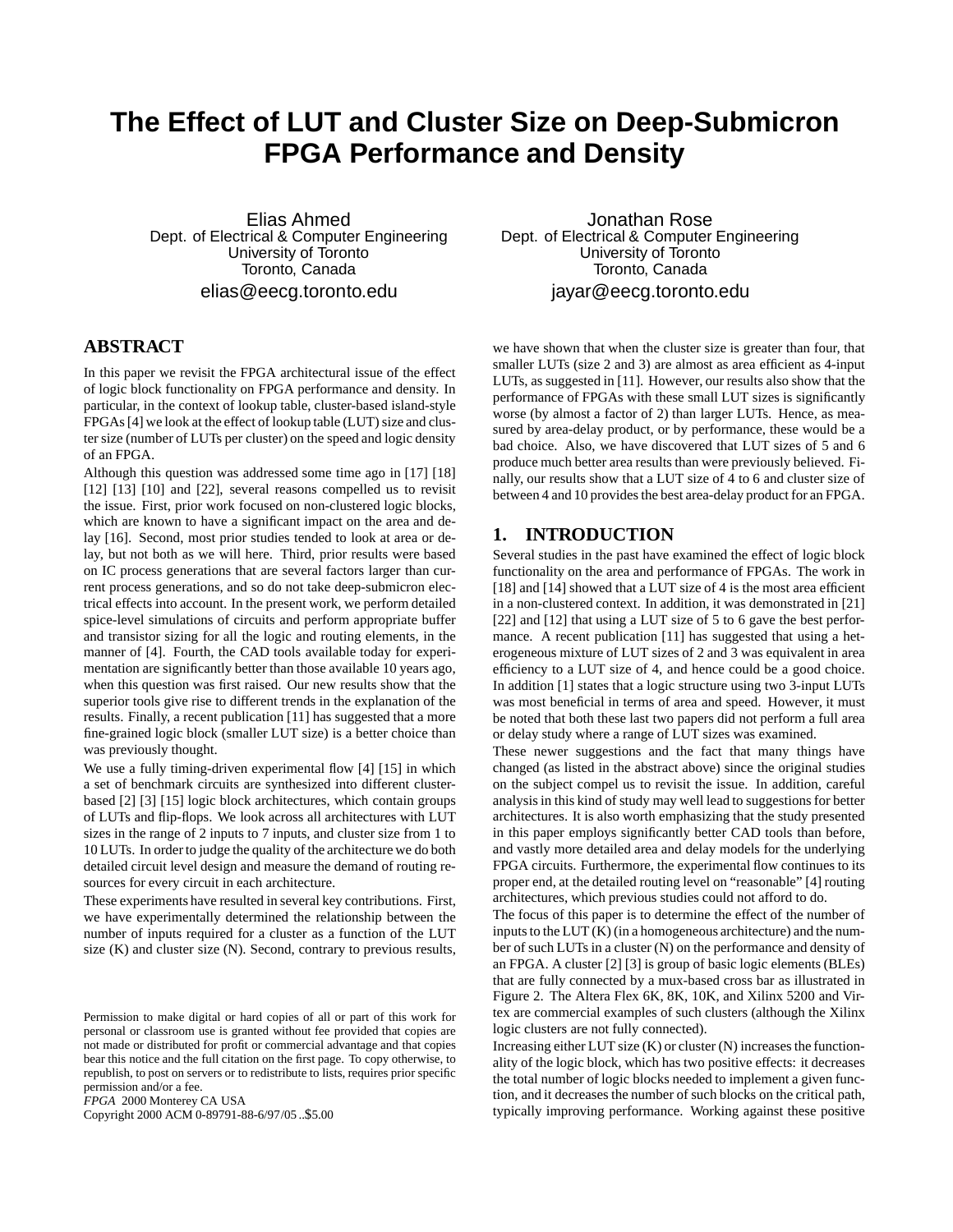# The Effect of LUT and Cluster Size on Deep-Submicron FPGA Performance and Density

Elias Ahmed
Dept. of Electrical & Computer Engineering
University of Toronto
Toronto, Canada
elias@eecg.toronto.edu

Jonathan Rose
Dept. of Electrical & Computer Engineering
University of Toronto
Toronto, Canada
jayar@eecg.toronto.edu

## ABSTRACT

In this paper we revisit the FPGA architectural issue of the effect of logic block functionality on FPGA performance and density. In particular, in the context of lookup table, cluster-based island-style FPGAs [4] we look at the effect of lookup table (LUT) size and cluster size (number of LUTs per cluster) on the speed and logic density of an FPGA.

Although this question was addressed some time ago in [17] [18] [12] [13] [10] and [22], several reasons compelled us to revisit the issue. First, prior work focused on non-clustered logic blocks, which are known to have a significant impact on the area and delay [16]. Second, most prior studies tended to look at area or delay, but not both as we will here. Third, prior results were based on IC process generations that are several factors larger than current process generations, and so do not take deep-submicron electrical effects into account. In the present work, we perform detailed spice-level simulations of circuits and perform appropriate buffer and transistor sizing for all the logic and routing elements, in the manner of [4]. Fourth, the CAD tools available today for experimentation are significantly better than those available 10 years ago, when this question was first raised. Our new results show that the superior tools give rise to different trends in the explanation of the results. Finally, a recent publication [11] has suggested that a more fine-grained logic block (smaller LUT size) is a better choice than was previously thought.

We use a fully timing-driven experimental flow [4] [15] in which a set of benchmark circuits are synthesized into different cluster-based [2] [3] [15] logic block architectures, which contain groups of LUTs and flip-flops. We look across all architectures with LUT sizes in the range of 2 inputs to 7 inputs, and cluster size from 1 to 10 LUTs. In order to judge the quality of the architecture we do both detailed circuit level design and measure the demand of routing resources for every circuit in each architecture.

These experiments have resulted in several key contributions. First, we have experimentally determined the relationship between the number of inputs required for a cluster as a function of the LUT size (K) and cluster size (N). Second, contrary to previous results, we have shown that when the cluster size is greater than four, that smaller LUTs (size 2 and 3) are almost as area efficient as 4-input LUTs, as suggested in [11]. However, our results also show that the performance of FPGAs with these small LUT sizes is significantly worse (by almost a factor of 2) than larger LUTs. Hence, as measured by area-delay product, or by performance, these would be a bad choice. Also, we have discovered that LUT sizes of 5 and 6 produce much better area results than were previously believed. Finally, our results show that a LUT size of 4 to 6 and cluster size of between 4 and 10 provides the best area-delay product for an FPGA.

Permission to make digital or hard copies of all or part of this work for personal or classroom use is granted without fee provided that copies are not made or distributed for profit or commercial advantage and that copies bear this notice and the full citation on the first page. To copy otherwise, to republish, to post on servers or to redistribute to lists, requires prior specific permission and/or a fee.
*FPGA* 2000 Monterey CA USA
Copyright 2000 ACM 0-89791-88-6/97/05 ..$5.00

## 1. INTRODUCTION

Several studies in the past have examined the effect of logic block functionality on the area and performance of FPGAs. The work in [18] and [14] showed that a LUT size of 4 is the most area efficient in a non-clustered context. In addition, it was demonstrated in [21] [22] and [12] that using a LUT size of 5 to 6 gave the best performance. A recent publication [11] has suggested that using a heterogeneous mixture of LUT sizes of 2 and 3 was equivalent in area efficiency to a LUT size of 4, and hence could be a good choice. In addition [1] states that a logic structure using two 3-input LUTs was most beneficial in terms of area and speed. However, it must be noted that both these last two papers did not perform a full area or delay study where a range of LUT sizes was examined.

These newer suggestions and the fact that many things have changed (as listed in the abstract above) since the original studies on the subject compel us to revisit the issue. In addition, careful analysis in this kind of study may well lead to suggestions for better architectures. It is also worth emphasizing that the study presented in this paper employs significantly better CAD tools than before, and vastly more detailed area and delay models for the underlying FPGA circuits. Furthermore, the experimental flow continues to its proper end, at the detailed routing level on "reasonable" [4] routing architectures, which previous studies could not afford to do.

The focus of this paper is to determine the effect of the number of inputs to the LUT (K) (in a homogeneous architecture) and the number of such LUTs in a cluster (N) on the performance and density of an FPGA. A cluster [2] [3] is group of basic logic elements (BLEs) that are fully connected by a mux-based cross bar as illustrated in Figure 2. The Altera Flex 6K, 8K, 10K, and Xilinx 5200 and Virtex are commercial examples of such clusters (although the Xilinx logic clusters are not fully connected).

Increasing either LUT size (K) or cluster (N) increases the functionality of the logic block, which has two positive effects: it decreases the total number of logic blocks needed to implement a given function, and it decreases the number of such blocks on the critical path, typically improving performance. Working against these positive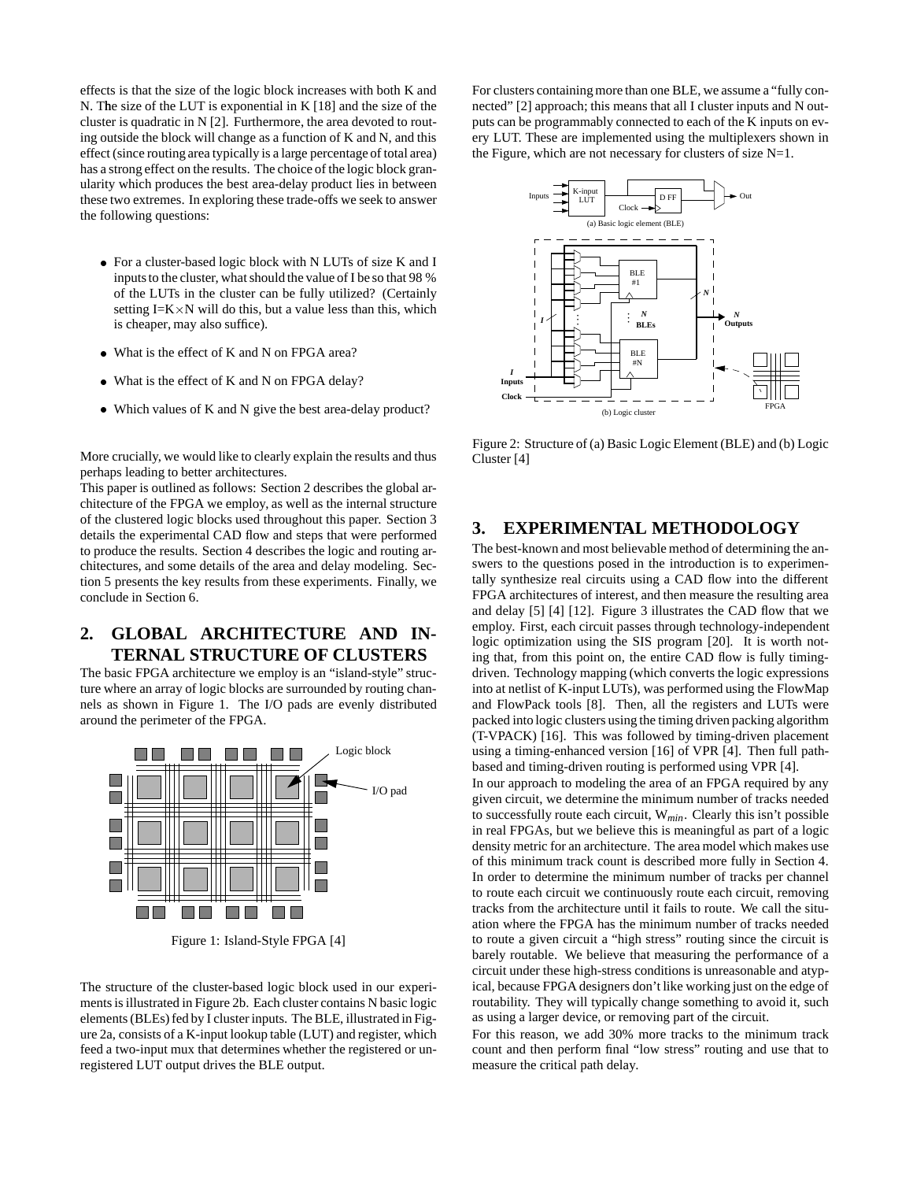effects is that the size of the logic block increases with both K and N. The size of the LUT is exponential in K [18] and the size of the cluster is quadratic in N [2]. Furthermore, the area devoted to routing outside the block will change as a function of K and N, and this effect (since routing area typically is a large percentage of total area) has a strong effect on the results. The choice of the logic block granularity which produces the best area-delay product lies in between these two extremes. In exploring these trade-offs we seek to answer the following questions:

- For a cluster-based logic block with N LUTs of size K and I inputs to the cluster, what should the value of I be so that 98 % of the LUTs in the cluster can be fully utilized? (Certainly setting I=K×N will do this, but a value less than this, which is cheaper, may also suffice).
- What is the effect of K and N on FPGA area?
- What is the effect of K and N on FPGA delay?
- Which values of K and N give the best area-delay product?

More crucially, we would like to clearly explain the results and thus perhaps leading to better architectures.

This paper is outlined as follows: Section 2 describes the global architecture of the FPGA we employ, as well as the internal structure of the clustered logic blocks used throughout this paper. Section 3 details the experimental CAD flow and steps that were performed to produce the results. Section 4 describes the logic and routing architectures, and some details of the area and delay modeling. Section 5 presents the key results from these experiments. Finally, we conclude in Section 6.

## 2. GLOBAL ARCHITECTURE AND INTERNAL STRUCTURE OF CLUSTERS

The basic FPGA architecture we employ is an "island-style" structure where an array of logic blocks are surrounded by routing channels as shown in Figure 1. The I/O pads are evenly distributed around the perimeter of the FPGA.

Figure 1: Island-Style FPGA [4]

The structure of the cluster-based logic block used in our experiments is illustrated in Figure 2b. Each cluster contains N basic logic elements (BLEs) fed by I cluster inputs. The BLE, illustrated in Figure 2a, consists of a K-input lookup table (LUT) and register, which feed a two-input mux that determines whether the registered or unregistered LUT output drives the BLE output.

For clusters containing more than one BLE, we assume a "fully connected" [2] approach; this means that all I cluster inputs and N outputs can be programmably connected to each of the K inputs on every LUT. These are implemented using the multiplexers shown in the Figure, which are not necessary for clusters of size N=1.

Figure 2: Structure of (a) Basic Logic Element (BLE) and (b) Logic Cluster [4]

## 3. EXPERIMENTAL METHODOLOGY

The best-known and most believable method of determining the answers to the questions posed in the introduction is to experimentally synthesize real circuits using a CAD flow into the different FPGA architectures of interest, and then measure the resulting area and delay [5] [4] [12]. Figure 3 illustrates the CAD flow that we employ. First, each circuit passes through technology-independent logic optimization using the SIS program [20]. It is worth noting that, from this point on, the entire CAD flow is fully timing-driven. Technology mapping (which converts the logic expressions into at netlist of K-input LUTs), was performed using the FlowMap and FlowPack tools [8]. Then, all the registers and LUTs were packed into logic clusters using the timing driven packing algorithm (T-VPACK) [16]. This was followed by timing-driven placement using a timing-enhanced version [16] of VPR [4]. Then full path-based and timing-driven routing is performed using VPR [4].

In our approach to modeling the area of an FPGA required by any given circuit, we determine the minimum number of tracks needed to successfully route each circuit, $W_{min}$. Clearly this isn't possible in real FPGAs, but we believe this is meaningful as part of a logic density metric for an architecture. The area model which makes use of this minimum track count is described more fully in Section 4. In order to determine the minimum number of tracks per channel to route each circuit we continuously route each circuit, removing tracks from the architecture until it fails to route. We call the situation where the FPGA has the minimum number of tracks needed to route a given circuit a "high stress" routing since the circuit is barely routable. We believe that measuring the performance of a circuit under these high-stress conditions is unreasonable and atypical, because FPGA designers don't like working just on the edge of routability. They will typically change something to avoid it, such as using a larger device, or removing part of the circuit.

For this reason, we add 30% more tracks to the minimum track count and then perform final "low stress" routing and use that to measure the critical path delay.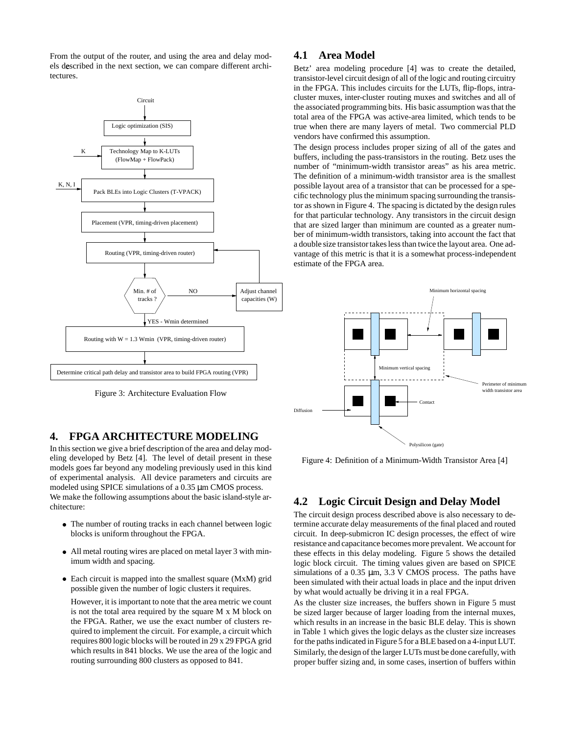From the output of the router, and using the area and delay models described in the next section, we can compare different architectures.

Figure 3: Architecture Evaluation Flow

## 4. FPGA ARCHITECTURE MODELING

In this section we give a brief description of the area and delay modeling developed by Betz [4]. The level of detail present in these models goes far beyond any modeling previously used in this kind of experimental analysis. All device parameters and circuits are modeled using SPICE simulations of a 0.35 µm CMOS process.

We make the following assumptions about the basic island-style architecture:

- The number of routing tracks in each channel between logic blocks is uniform throughout the FPGA.
- All metal routing wires are placed on metal layer 3 with minimum width and spacing.
- Each circuit is mapped into the smallest square (MxM) grid possible given the number of logic clusters it requires.

  However, it is important to note that the area metric we count is not the total area required by the square M x M block on the FPGA. Rather, we use the exact number of clusters required to implement the circuit. For example, a circuit which requires 800 logic blocks will be routed in 29 x 29 FPGA grid which results in 841 blocks. We use the area of the logic and routing surrounding 800 clusters as opposed to 841.

### 4.1 Area Model

Betz' area modeling procedure [4] was to create the detailed, transistor-level circuit design of all of the logic and routing circuitry in the FPGA. This includes circuits for the LUTs, flip-flops, intra-cluster muxes, inter-cluster routing muxes and switches and all of the associated programming bits. His basic assumption was that the total area of the FPGA was active-area limited, which tends to be true when there are many layers of metal. Two commercial PLD vendors have confirmed this assumption.

The design process includes proper sizing of all of the gates and buffers, including the pass-transistors in the routing. Betz uses the number of "minimum-width transistor areas" as his area metric. The definition of a minimum-width transistor area is the smallest possible layout area of a transistor that can be processed for a specific technology plus the minimum spacing surrounding the transistor as shown in Figure 4. The spacing is dictated by the design rules for that particular technology. Any transistors in the circuit design that are sized larger than minimum are counted as a greater number of minimum-width transistors, taking into account the fact that a double size transistor takes less than twice the layout area. One advantage of this metric is that it is a somewhat process-independent estimate of the FPGA area.

Figure 4: Definition of a Minimum-Width Transistor Area [4]

### 4.2 Logic Circuit Design and Delay Model

The circuit design process described above is also necessary to determine accurate delay measurements of the final placed and routed circuit. In deep-submicron IC design processes, the effect of wire resistance and capacitance becomes more prevalent. We account for these effects in this delay modeling. Figure 5 shows the detailed logic block circuit. The timing values given are based on SPICE simulations of a 0.35 µm, 3.3 V CMOS process. The paths have been simulated with their actual loads in place and the input driven by what would actually be driving it in a real FPGA.

As the cluster size increases, the buffers shown in Figure 5 must be sized larger because of larger loading from the internal muxes, which results in an increase in the basic BLE delay. This is shown in Table 1 which gives the logic delays as the cluster size increases for the paths indicated in Figure 5 for a BLE based on a 4-input LUT. Similarly, the design of the larger LUTs must be done carefully, with proper buffer sizing and, in some cases, insertion of buffers within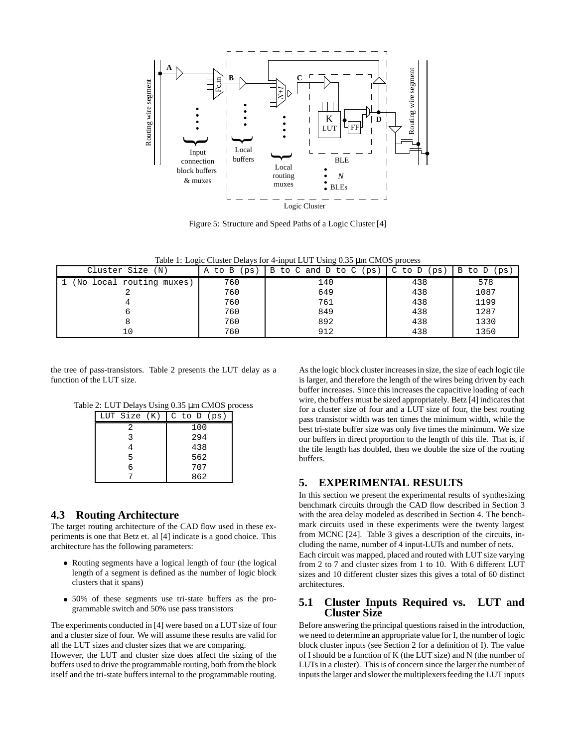Figure 5: Structure and Speed Paths of a Logic Cluster [4]

Table 1: Logic Cluster Delays for 4-input LUT Using 0.35 μm CMOS process

| Cluster Size (N) | A to B (ps) | B to C and D to C (ps) | C to D (ps) | B to D (ps) |
|---|---|---|---|---|
| 1 (No local routing muxes) | 760 | 140 | 438 | 578 |
| 2 | 760 | 649 | 438 | 1087 |
| 4 | 760 | 761 | 438 | 1199 |
| 6 | 760 | 849 | 438 | 1287 |
| 8 | 760 | 892 | 438 | 1330 |
| 10 | 760 | 912 | 438 | 1350 |

the tree of pass-transistors. Table 2 presents the LUT delay as a function of the LUT size.

Table 2: LUT Delays Using 0.35 μm CMOS process

| LUT Size (K) | C to D (ps) |
|---|---|
| 2 | 100 |
| 3 | 294 |
| 4 | 438 |
| 5 | 562 |
| 6 | 707 |
| 7 | 862 |

### 4.3 Routing Architecture

The target routing architecture of the CAD flow used in these experiments is one that Betz et. al [4] indicate is a good choice. This architecture has the following parameters:

- Routing segments have a logical length of four (the logical length of a segment is defined as the number of logic block clusters that it spans)
- 50% of these segments use tri-state buffers as the programmable switch and 50% use pass transistors

The experiments conducted in [4] were based on a LUT size of four and a cluster size of four. We will assume these results are valid for all the LUT sizes and cluster sizes that we are comparing.

However, the LUT and cluster size does affect the sizing of the buffers used to drive the programmable routing, both from the block itself and the tri-state buffers internal to the programmable routing. As the logic block cluster increases in size, the size of each logic tile is larger, and therefore the length of the wires being driven by each buffer increases. Since this increases the capacitive loading of each wire, the buffers must be sized appropriately. Betz [4] indicates that for a cluster size of four and a LUT size of four, the best routing pass transistor width was ten times the minimum width, while the best tri-state buffer size was only five times the minimum. We size our buffers in direct proportion to the length of this tile. That is, if the tile length has doubled, then we double the size of the routing buffers.

## 5. EXPERIMENTAL RESULTS

In this section we present the experimental results of synthesizing benchmark circuits through the CAD flow described in Section 3 with the area delay modeled as described in Section 4. The benchmark circuits used in these experiments were the twenty largest from MCNC [24]. Table 3 gives a description of the circuits, including the name, number of 4 input-LUTs and number of nets.

Each circuit was mapped, placed and routed with LUT size varying from 2 to 7 and cluster sizes from 1 to 10. With 6 different LUT sizes and 10 different cluster sizes this gives a total of 60 distinct architectures.

### 5.1 Cluster Inputs Required vs. LUT and Cluster Size

Before answering the principal questions raised in the introduction, we need to determine an appropriate value for I, the number of logic block cluster inputs (see Section 2 for a definition of I). The value of I should be a function of K (the LUT size) and N (the number of LUTs in a cluster). This is of concern since the larger the number of inputs the larger and slower the multiplexers feeding the LUT inputs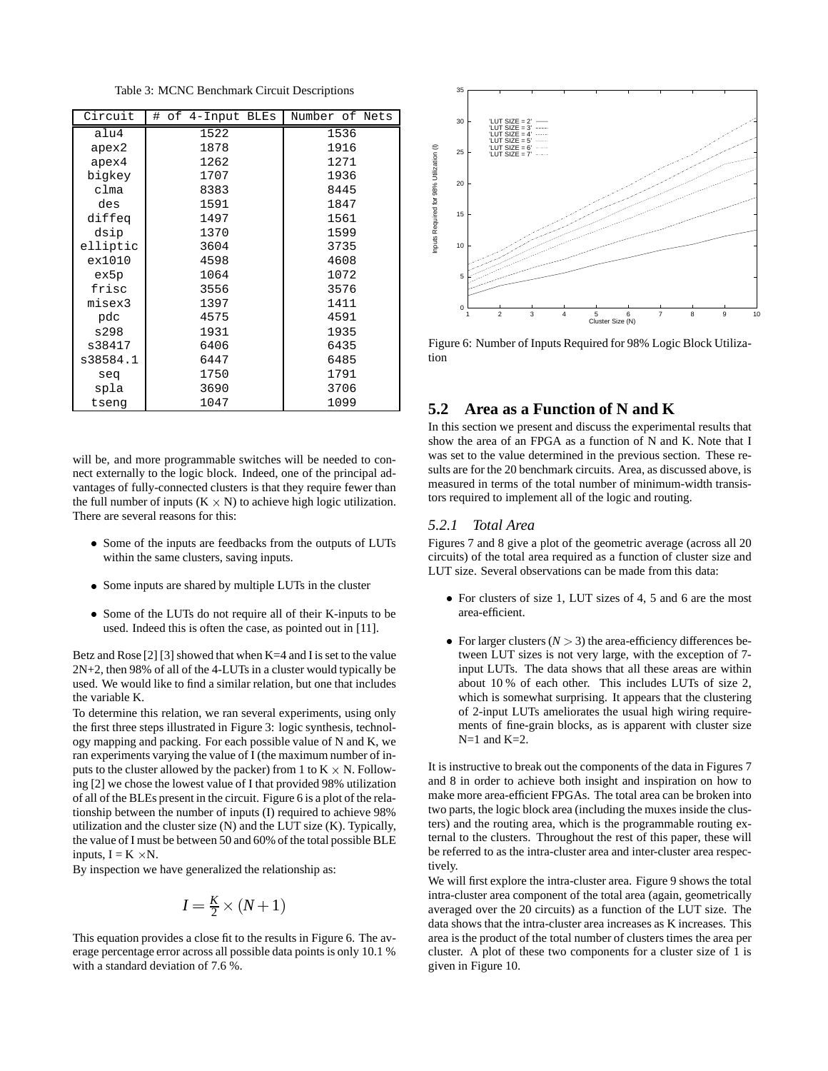Table 3: MCNC Benchmark Circuit Descriptions

| Circuit | # of 4-Input BLEs | Number of Nets |
|---|---|---|
| alu4 | 1522 | 1536 |
| apex2 | 1878 | 1916 |
| apex4 | 1262 | 1271 |
| bigkey | 1707 | 1936 |
| clma | 8383 | 8445 |
| des | 1591 | 1847 |
| diffeq | 1497 | 1561 |
| dsip | 1370 | 1599 |
| elliptic | 3604 | 3735 |
| ex1010 | 4598 | 4608 |
| ex5p | 1064 | 1072 |
| frisc | 3556 | 3576 |
| misex3 | 1397 | 1411 |
| pdc | 4575 | 4591 |
| s298 | 1931 | 1935 |
| s38417 | 6406 | 6435 |
| s38584.1 | 6447 | 6485 |
| seq | 1750 | 1791 |
| spla | 3690 | 3706 |
| tseng | 1047 | 1099 |

will be, and more programmable switches will be needed to connect externally to the logic block. Indeed, one of the principal advantages of fully-connected clusters is that they require fewer than the full number of inputs (K × N) to achieve high logic utilization. There are several reasons for this:

- Some of the inputs are feedbacks from the outputs of LUTs within the same clusters, saving inputs.
- Some inputs are shared by multiple LUTs in the cluster
- Some of the LUTs do not require all of their K-inputs to be used. Indeed this is often the case, as pointed out in [11].

Betz and Rose [2] [3] showed that when K=4 and I is set to the value 2N+2, then 98% of all of the 4-LUTs in a cluster would typically be used. We would like to find a similar relation, but one that includes the variable K.

To determine this relation, we ran several experiments, using only the first three steps illustrated in Figure 3: logic synthesis, technology mapping and packing. For each possible value of N and K, we ran experiments varying the value of I (the maximum number of inputs to the cluster allowed by the packer) from 1 to K × N. Following [2] we chose the lowest value of I that provided 98% utilization of all of the BLEs present in the circuit. Figure 6 is a plot of the relationship between the number of inputs (I) required to achieve 98% utilization and the cluster size (N) and the LUT size (K). Typically, the value of I must be between 50 and 60% of the total possible BLE inputs, I = K ×N.

By inspection we have generalized the relationship as:

$$I = \frac{K}{2} \times (N+1)$$

This equation provides a close fit to the results in Figure 6. The average percentage error across all possible data points is only 10.1 % with a standard deviation of 7.6 %.

Figure 6: Number of Inputs Required for 98% Logic Block Utilization

## 5.2 Area as a Function of N and K

In this section we present and discuss the experimental results that show the area of an FPGA as a function of N and K. Note that I was set to the value determined in the previous section. These results are for the 20 benchmark circuits. Area, as discussed above, is measured in terms of the total number of minimum-width transistors required to implement all of the logic and routing.

### 5.2.1 *Total Area*

Figures 7 and 8 give a plot of the geometric average (across all 20 circuits) of the total area required as a function of cluster size and LUT size. Several observations can be made from this data:

- For clusters of size 1, LUT sizes of 4, 5 and 6 are the most area-efficient.
- For larger clusters ($N > 3$) the area-efficiency differences between LUT sizes is not very large, with the exception of 7-input LUTs. The data shows that all these areas are within about 10 % of each other. This includes LUTs of size 2, which is somewhat surprising. It appears that the clustering of 2-input LUTs ameliorates the usual high wiring requirements of fine-grain blocks, as is apparent with cluster size N=1 and K=2.

It is instructive to break out the components of the data in Figures 7 and 8 in order to achieve both insight and inspiration on how to make more area-efficient FPGAs. The total area can be broken into two parts, the logic block area (including the muxes inside the clusters) and the routing area, which is the programmable routing external to the clusters. Throughout the rest of this paper, these will be referred to as the intra-cluster area and inter-cluster area respectively.

We will first explore the intra-cluster area. Figure 9 shows the total intra-cluster area component of the total area (again, geometrically averaged over the 20 circuits) as a function of the LUT size. The data shows that the intra-cluster area increases as K increases. This area is the product of the total number of clusters times the area per cluster. A plot of these two components for a cluster size of 1 is given in Figure 10.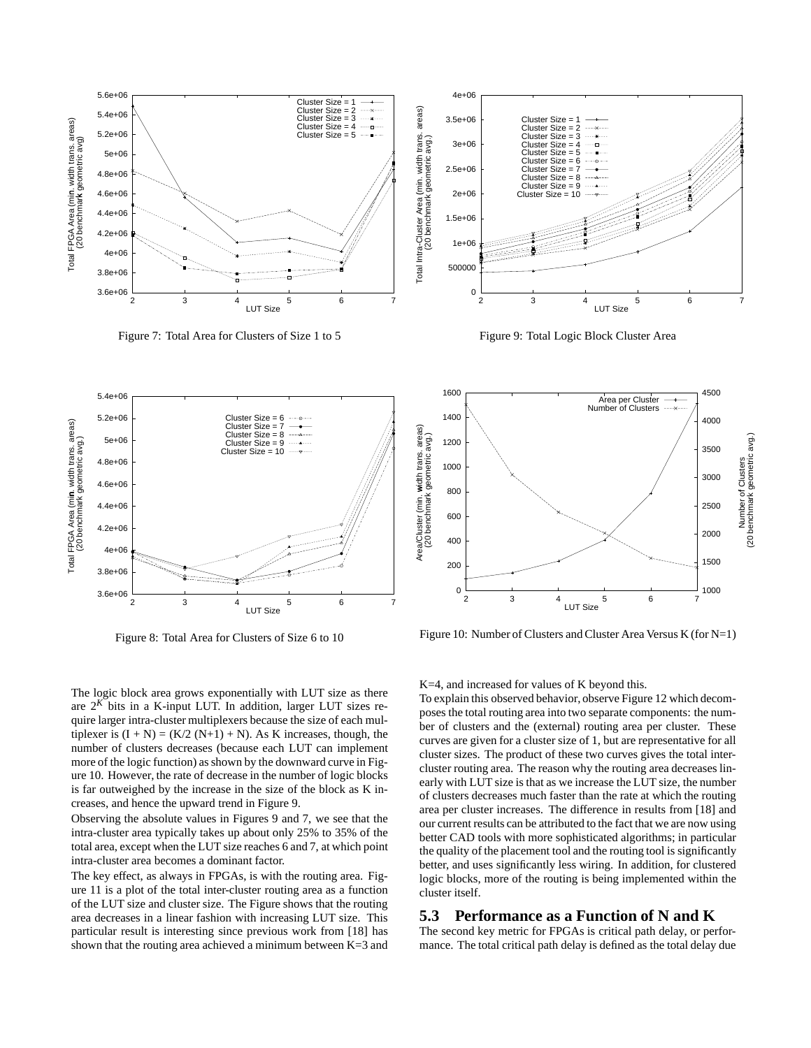Figure 7: Total Area for Clusters of Size 1 to 5

Figure 9: Total Logic Block Cluster Area

Figure 8: Total Area for Clusters of Size 6 to 10

Figure 10: Number of Clusters and Cluster Area Versus K (for N=1)

The logic block area grows exponentially with LUT size as there are $2^K$ bits in a K-input LUT. In addition, larger LUT sizes require larger intra-cluster multiplexers because the size of each multiplexer is (I + N) = (K/2 (N+1) + N). As K increases, though, the number of clusters decreases (because each LUT can implement more of the logic function) as shown by the downward curve in Figure 10. However, the rate of decrease in the number of logic blocks is far outweighed by the increase in the size of the block as K increases, and hence the upward trend in Figure 9.

Observing the absolute values in Figures 9 and 7, we see that the intra-cluster area typically takes up about only 25% to 35% of the total area, except when the LUT size reaches 6 and 7, at which point intra-cluster area becomes a dominant factor.

The key effect, as always in FPGAs, is with the routing area. Figure 11 is a plot of the total inter-cluster routing area as a function of the LUT size and cluster size. The Figure shows that the routing area decreases in a linear fashion with increasing LUT size. This particular result is interesting since previous work from [18] has shown that the routing area achieved a minimum between K=3 and K=4, and increased for values of K beyond this.

To explain this observed behavior, observe Figure 12 which decomposes the total routing area into two separate components: the number of clusters and the (external) routing area per cluster. These curves are given for a cluster size of 1, but are representative for all cluster sizes. The product of these two curves gives the total inter-cluster routing area. The reason why the routing area decreases linearly with LUT size is that as we increase the LUT size, the number of clusters decreases much faster than the rate at which the routing area per cluster increases. The difference in results from [18] and our current results can be attributed to the fact that we are now using better CAD tools with more sophisticated algorithms; in particular the quality of the placement tool and the routing tool is significantly better, and uses significantly less wiring. In addition, for clustered logic blocks, more of the routing is being implemented within the cluster itself.

## 5.3 Performance as a Function of N and K

The second key metric for FPGAs is critical path delay, or performance. The total critical path delay is defined as the total delay due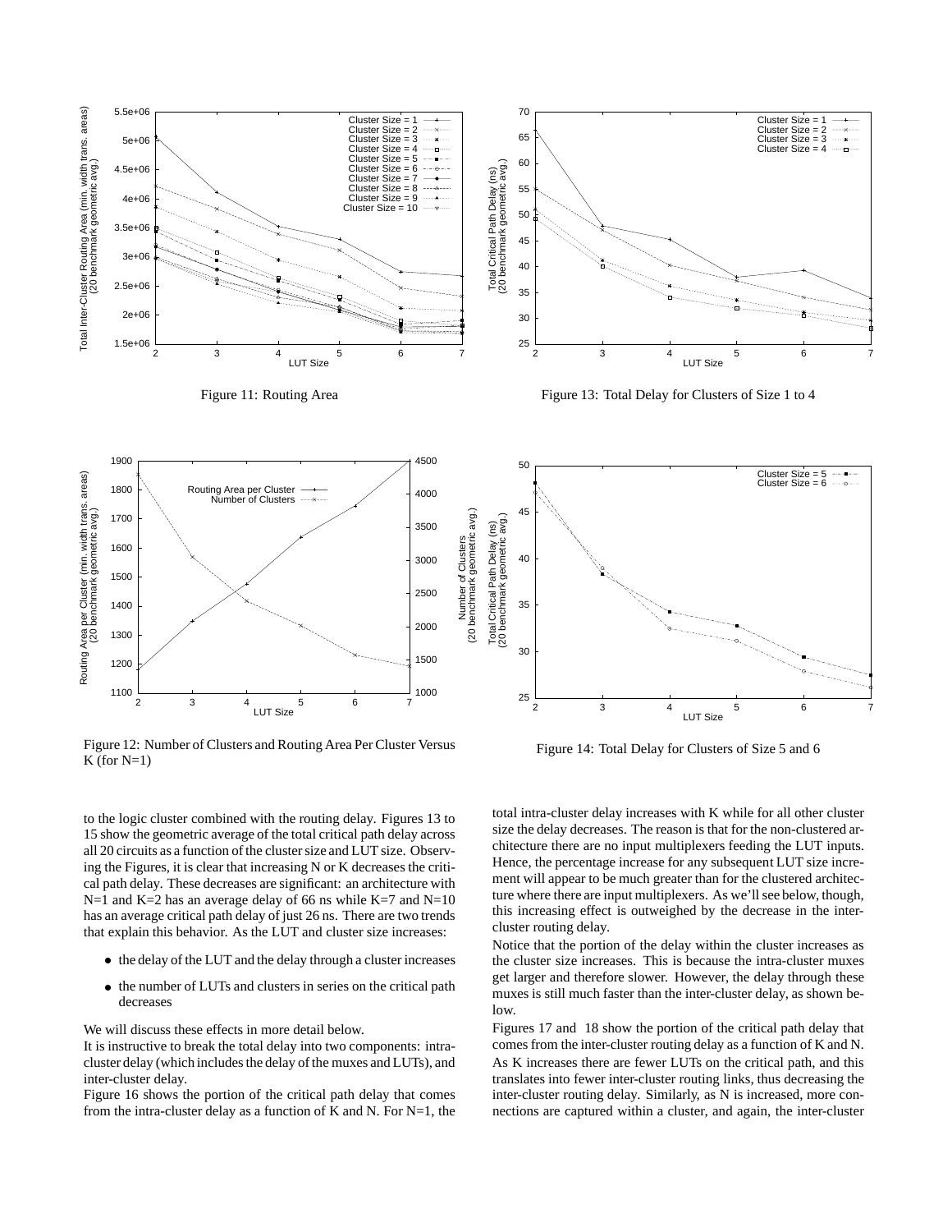Figure 11: Routing Area

Figure 13: Total Delay for Clusters of Size 1 to 4

Figure 12: Number of Clusters and Routing Area Per Cluster Versus K (for N=1)

Figure 14: Total Delay for Clusters of Size 5 and 6

to the logic cluster combined with the routing delay. Figures 13 to 15 show the geometric average of the total critical path delay across all 20 circuits as a function of the cluster size and LUT size. Observing the Figures, it is clear that increasing N or K decreases the critical path delay. These decreases are significant: an architecture with N=1 and K=2 has an average delay of 66 ns while K=7 and N=10 has an average critical path delay of just 26 ns. There are two trends that explain this behavior. As the LUT and cluster size increases:

- the delay of the LUT and the delay through a cluster increases
- the number of LUTs and clusters in series on the critical path decreases

We will discuss these effects in more detail below.

It is instructive to break the total delay into two components: intra-cluster delay (which includes the delay of the muxes and LUTs), and inter-cluster delay.

Figure 16 shows the portion of the critical path delay that comes from the intra-cluster delay as a function of K and N. For N=1, the total intra-cluster delay increases with K while for all other cluster size the delay decreases. The reason is that for the non-clustered architecture there are no input multiplexers feeding the LUT inputs. Hence, the percentage increase for any subsequent LUT size increment will appear to be much greater than for the clustered architecture where there are input multiplexers. As we'll see below, though, this increasing effect is outweighed by the decrease in the inter-cluster routing delay.

Notice that the portion of the delay within the cluster increases as the cluster size increases. This is because the intra-cluster muxes get larger and therefore slower. However, the delay through these muxes is still much faster than the inter-cluster delay, as shown below.

Figures 17 and 18 show the portion of the critical path delay that comes from the inter-cluster routing delay as a function of K and N. As K increases there are fewer LUTs on the critical path, and this translates into fewer inter-cluster routing links, thus decreasing the inter-cluster routing delay. Similarly, as N is increased, more connections are captured within a cluster, and again, the inter-cluster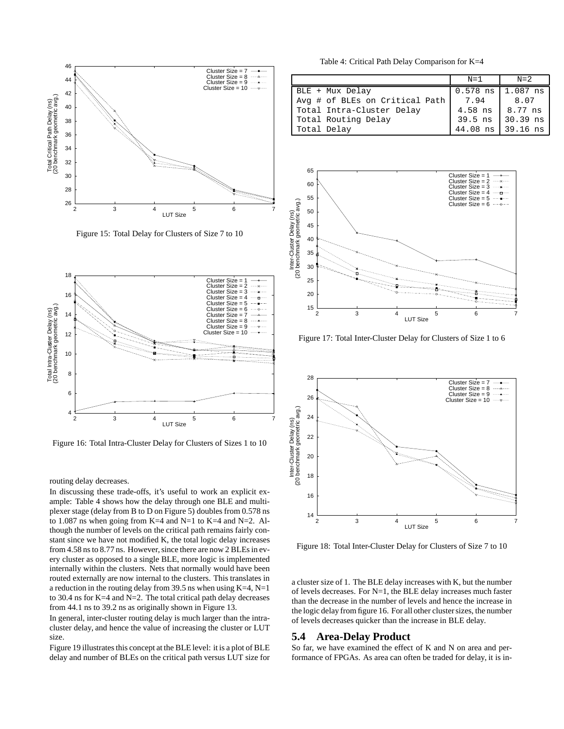Figure 15: Total Delay for Clusters of Size 7 to 10

Figure 16: Total Intra-Cluster Delay for Clusters of Sizes 1 to 10

routing delay decreases.

In discussing these trade-offs, it's useful to work an explicit example: Table 4 shows how the delay through one BLE and multiplexer stage (delay from B to D on Figure 5) doubles from 0.578 ns to 1.087 ns when going from K=4 and N=1 to K=4 and N=2. Although the number of levels on the critical path remains fairly constant since we have not modified K, the total logic delay increases from 4.58 ns to 8.77 ns. However, since there are now 2 BLEs in every cluster as opposed to a single BLE, more logic is implemented internally within the clusters. Nets that normally would have been routed externally are now internal to the clusters. This translates in a reduction in the routing delay from 39.5 ns when using K=4, N=1 to 30.4 ns for K=4 and N=2. The total critical path delay decreases from 44.1 ns to 39.2 ns as originally shown in Figure 13.

In general, inter-cluster routing delay is much larger than the intra-cluster delay, and hence the value of increasing the cluster or LUT size.

Figure 19 illustrates this concept at the BLE level: it is a plot of BLE delay and number of BLEs on the critical path versus LUT size for a cluster size of 1. The BLE delay increases with K, but the number of levels decreases. For N=1, the BLE delay increases much faster than the decrease in the number of levels and hence the increase in the logic delay from figure 16. For all other cluster sizes, the number of levels decreases quicker than the increase in BLE delay.

Table 4: Critical Path Delay Comparison for K=4

| | N=1 | N=2 |
|---|---|---|
| BLE + Mux Delay | 0.578 ns | 1.087 ns |
| Avg # of BLEs on Critical Path | 7.94 | 8.07 |
| Total Intra-Cluster Delay | 4.58 ns | 8.77 ns |
| Total Routing Delay | 39.5 ns | 30.39 ns |
| Total Delay | 44.08 ns | 39.16 ns |

Figure 17: Total Inter-Cluster Delay for Clusters of Size 1 to 6

Figure 18: Total Inter-Cluster Delay for Clusters of Size 7 to 10

## 5.4 Area-Delay Product

So far, we have examined the effect of K and N on area and performance of FPGAs. As area can often be traded for delay, it is in-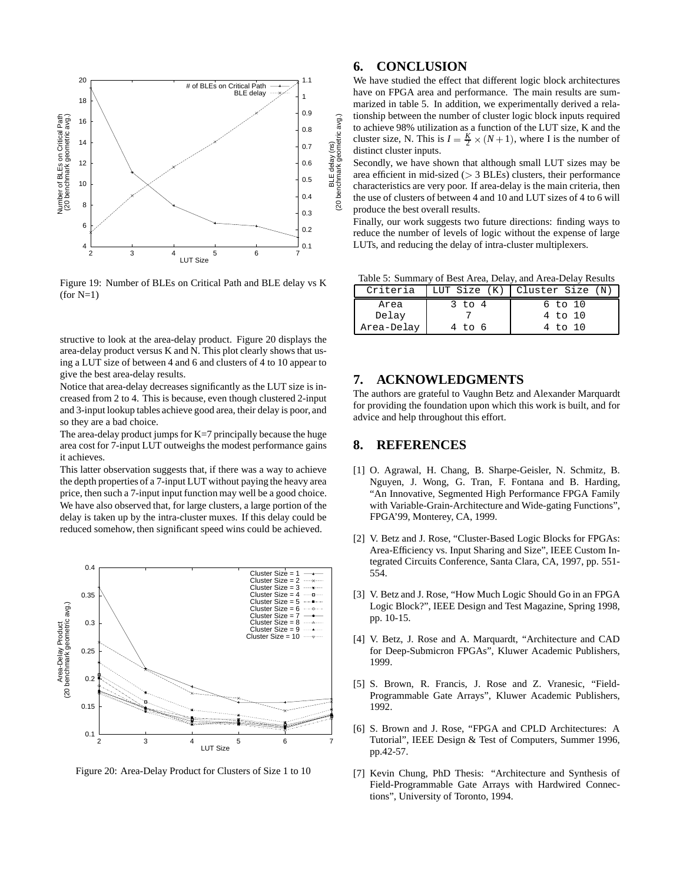Figure 19: Number of BLEs on Critical Path and BLE delay vs K (for N=1)

structive to look at the area-delay product. Figure 20 displays the area-delay product versus K and N. This plot clearly shows that using a LUT size of between 4 and 6 and clusters of 4 to 10 appear to give the best area-delay results.

Notice that area-delay decreases significantly as the LUT size is increased from 2 to 4. This is because, even though clustered 2-input and 3-input lookup tables achieve good area, their delay is poor, and so they are a bad choice.

The area-delay product jumps for K=7 principally because the huge area cost for 7-input LUT outweighs the modest performance gains it achieves.

This latter observation suggests that, if there was a way to achieve the depth properties of a 7-input LUT without paying the heavy area price, then such a 7-input input function may well be a good choice. We have also observed that, for large clusters, a large portion of the delay is taken up by the intra-cluster muxes. If this delay could be reduced somehow, then significant speed wins could be achieved.

Figure 20: Area-Delay Product for Clusters of Size 1 to 10

## 6. CONCLUSION

We have studied the effect that different logic block architectures have on FPGA area and performance. The main results are summarized in table 5. In addition, we experimentally derived a relationship between the number of cluster logic block inputs required to achieve 98% utilization as a function of the LUT size, K and the cluster size, N. This is $I = \frac{K}{2} \times (N+1)$, where I is the number of distinct cluster inputs.

Secondly, we have shown that although small LUT sizes may be area efficient in mid-sized ($>$ 3 BLEs) clusters, their performance characteristics are very poor. If area-delay is the main criteria, then the use of clusters of between 4 and 10 and LUT sizes of 4 to 6 will produce the best overall results.

Finally, our work suggests two future directions: finding ways to reduce the number of levels of logic without the expense of large LUTs, and reducing the delay of intra-cluster multiplexers.

Table 5: Summary of Best Area, Delay, and Area-Delay Results

| Criteria | LUT Size (K) | Cluster Size (N) |
|---|---|---|
| Area | 3 to 4 | 6 to 10 |
| Delay | 7 | 4 to 10 |
| Area-Delay | 4 to 6 | 4 to 10 |

## 7. ACKNOWLEDGMENTS

The authors are grateful to Vaughn Betz and Alexander Marquardt for providing the foundation upon which this work is built, and for advice and help throughout this effort.

## 8. REFERENCES

[1] O. Agrawal, H. Chang, B. Sharpe-Geisler, N. Schmitz, B. Nguyen, J. Wong, G. Tran, F. Fontana and B. Harding, "An Innovative, Segmented High Performance FPGA Family with Variable-Grain-Architecture and Wide-gating Functions", FPGA'99, Monterey, CA, 1999.

[2] V. Betz and J. Rose, "Cluster-Based Logic Blocks for FPGAs: Area-Efficiency vs. Input Sharing and Size", IEEE Custom Integrated Circuits Conference, Santa Clara, CA, 1997, pp. 551-554.

[3] V. Betz and J. Rose, "How Much Logic Should Go in an FPGA Logic Block?", IEEE Design and Test Magazine, Spring 1998, pp. 10-15.

[4] V. Betz, J. Rose and A. Marquardt, "Architecture and CAD for Deep-Submicron FPGAs", Kluwer Academic Publishers, 1999.

[5] S. Brown, R. Francis, J. Rose and Z. Vranesic, "Field-Programmable Gate Arrays", Kluwer Academic Publishers, 1992.

[6] S. Brown and J. Rose, "FPGA and CPLD Architectures: A Tutorial", IEEE Design & Test of Computers, Summer 1996, pp.42-57.

[7] Kevin Chung, PhD Thesis: "Architecture and Synthesis of Field-Programmable Gate Arrays with Hardwired Connections", University of Toronto, 1994.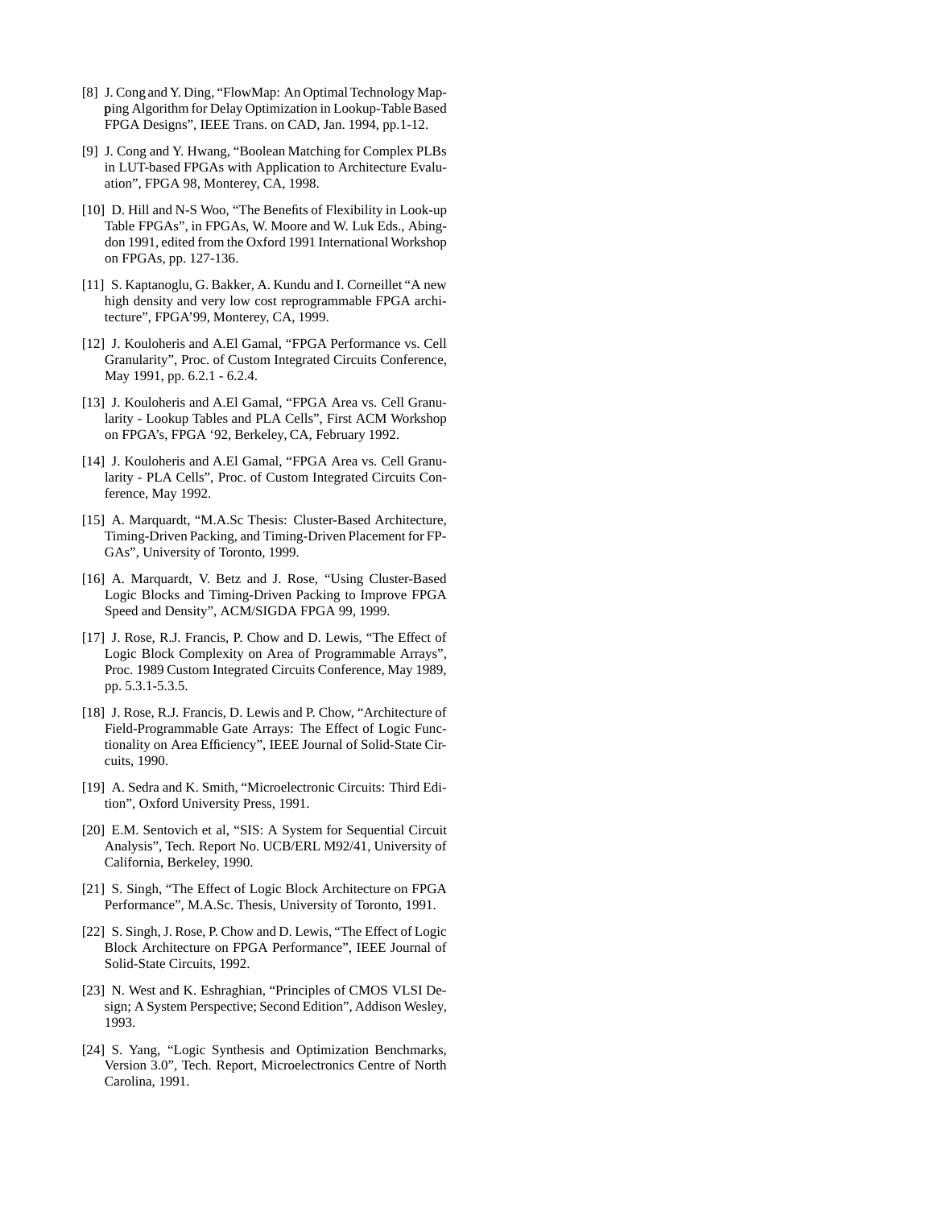[8] J. Cong and Y. Ding, "FlowMap: An Optimal Technology Mapping Algorithm for Delay Optimization in Lookup-Table Based FPGA Designs", IEEE Trans. on CAD, Jan. 1994, pp.1-12.

[9] J. Cong and Y. Hwang, "Boolean Matching for Complex PLBs in LUT-based FPGAs with Application to Architecture Evaluation", FPGA 98, Monterey, CA, 1998.

[10] D. Hill and N-S Woo, "The Benefits of Flexibility in Look-up Table FPGAs", in FPGAs, W. Moore and W. Luk Eds., Abingdon 1991, edited from the Oxford 1991 International Workshop on FPGAs, pp. 127-136.

[11] S. Kaptanoglu, G. Bakker, A. Kundu and I. Corneillet "A new high density and very low cost reprogrammable FPGA architecture", FPGA'99, Monterey, CA, 1999.

[12] J. Kouloheris and A.El Gamal, "FPGA Performance vs. Cell Granularity", Proc. of Custom Integrated Circuits Conference, May 1991, pp. 6.2.1 - 6.2.4.

[13] J. Kouloheris and A.El Gamal, "FPGA Area vs. Cell Granularity - Lookup Tables and PLA Cells", First ACM Workshop on FPGA's, FPGA '92, Berkeley, CA, February 1992.

[14] J. Kouloheris and A.El Gamal, "FPGA Area vs. Cell Granularity - PLA Cells", Proc. of Custom Integrated Circuits Conference, May 1992.

[15] A. Marquardt, "M.A.Sc Thesis: Cluster-Based Architecture, Timing-Driven Packing, and Timing-Driven Placement for FPGAs", University of Toronto, 1999.

[16] A. Marquardt, V. Betz and J. Rose, "Using Cluster-Based Logic Blocks and Timing-Driven Packing to Improve FPGA Speed and Density", ACM/SIGDA FPGA 99, 1999.

[17] J. Rose, R.J. Francis, P. Chow and D. Lewis, "The Effect of Logic Block Complexity on Area of Programmable Arrays", Proc. 1989 Custom Integrated Circuits Conference, May 1989, pp. 5.3.1-5.3.5.

[18] J. Rose, R.J. Francis, D. Lewis and P. Chow, "Architecture of Field-Programmable Gate Arrays: The Effect of Logic Functionality on Area Efficiency", IEEE Journal of Solid-State Circuits, 1990.

[19] A. Sedra and K. Smith, "Microelectronic Circuits: Third Edition", Oxford University Press, 1991.

[20] E.M. Sentovich et al, "SIS: A System for Sequential Circuit Analysis", Tech. Report No. UCB/ERL M92/41, University of California, Berkeley, 1990.

[21] S. Singh, "The Effect of Logic Block Architecture on FPGA Performance", M.A.Sc. Thesis, University of Toronto, 1991.

[22] S. Singh, J. Rose, P. Chow and D. Lewis, "The Effect of Logic Block Architecture on FPGA Performance", IEEE Journal of Solid-State Circuits, 1992.

[23] N. West and K. Eshraghian, "Principles of CMOS VLSI Design; A System Perspective; Second Edition", Addison Wesley, 1993.

[24] S. Yang, "Logic Synthesis and Optimization Benchmarks, Version 3.0", Tech. Report, Microelectronics Centre of North Carolina, 1991.